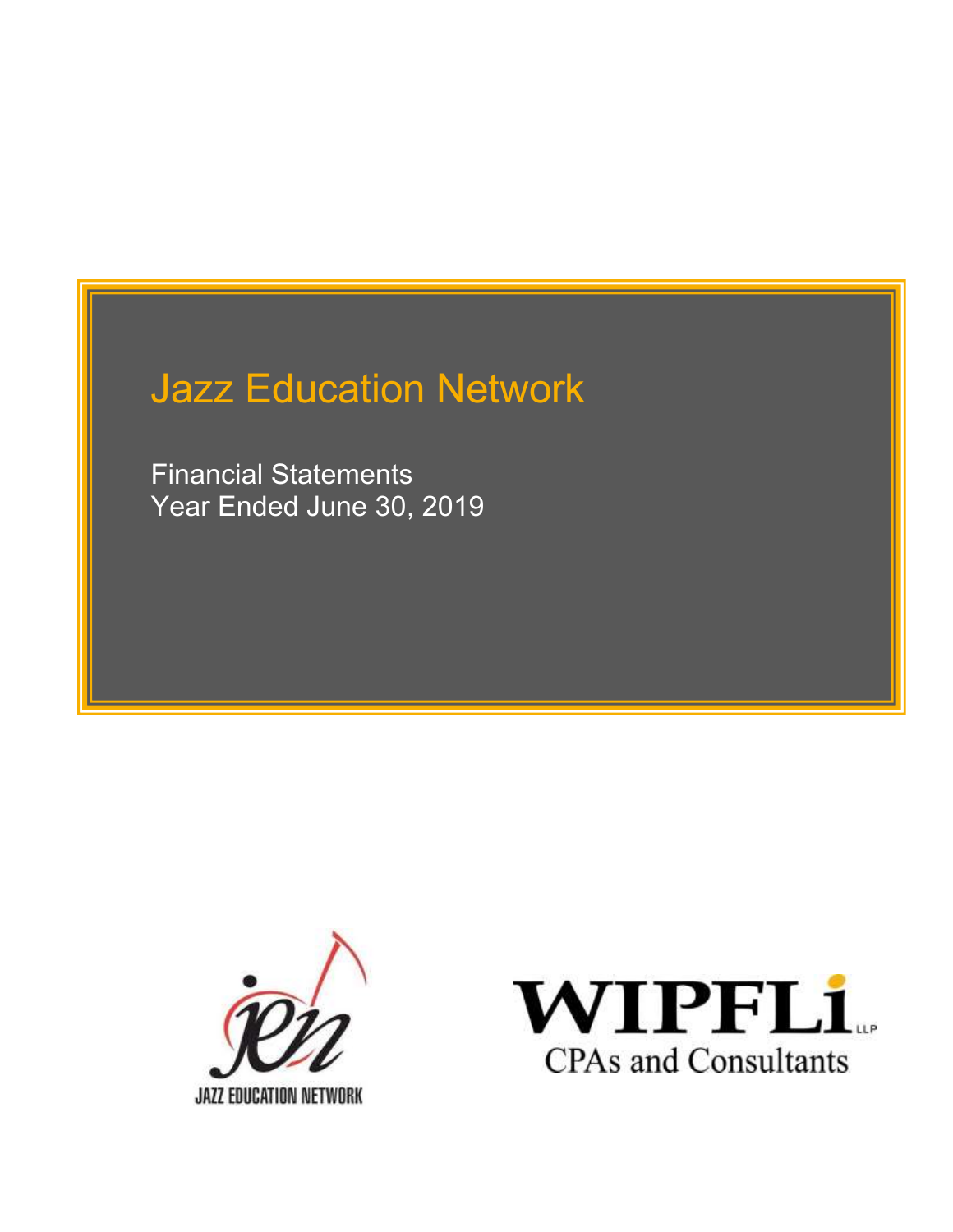# Jazz Education Network

Financial Statements
Year Ended June 30, 2019

JAZZ EDUCATION NETWORK

WIPFLi LLP
CPAs and Consultants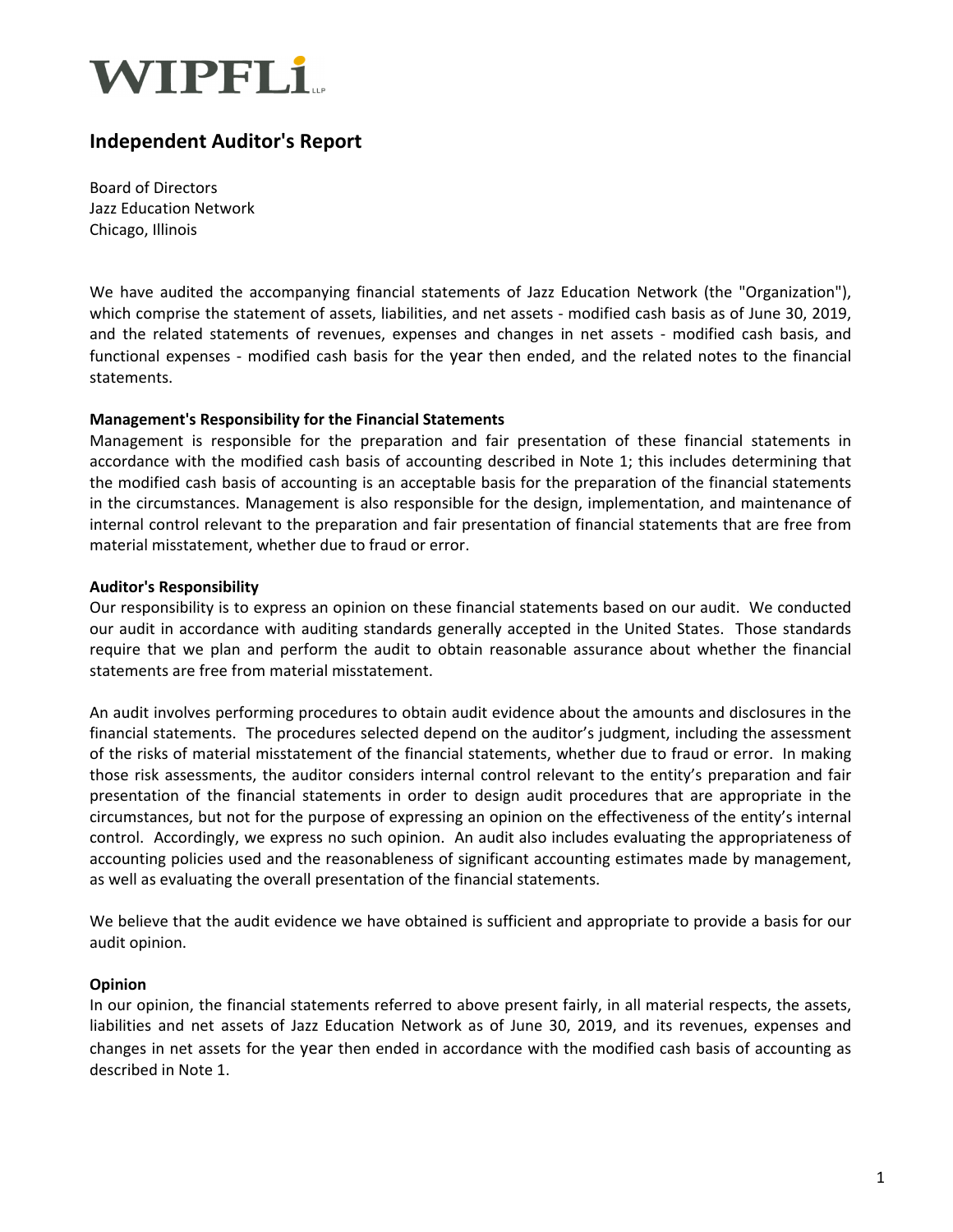WIPFLi LLP

# Independent Auditor's Report

Board of Directors
Jazz Education Network
Chicago, Illinois

We have audited the accompanying financial statements of Jazz Education Network (the "Organization"), which comprise the statement of assets, liabilities, and net assets - modified cash basis as of June 30, 2019, and the related statements of revenues, expenses and changes in net assets - modified cash basis, and functional expenses - modified cash basis for the year then ended, and the related notes to the financial statements.

**Management's Responsibility for the Financial Statements**
Management is responsible for the preparation and fair presentation of these financial statements in accordance with the modified cash basis of accounting described in Note 1; this includes determining that the modified cash basis of accounting is an acceptable basis for the preparation of the financial statements in the circumstances. Management is also responsible for the design, implementation, and maintenance of internal control relevant to the preparation and fair presentation of financial statements that are free from material misstatement, whether due to fraud or error.

**Auditor's Responsibility**
Our responsibility is to express an opinion on these financial statements based on our audit. We conducted our audit in accordance with auditing standards generally accepted in the United States. Those standards require that we plan and perform the audit to obtain reasonable assurance about whether the financial statements are free from material misstatement.

An audit involves performing procedures to obtain audit evidence about the amounts and disclosures in the financial statements. The procedures selected depend on the auditor's judgment, including the assessment of the risks of material misstatement of the financial statements, whether due to fraud or error. In making those risk assessments, the auditor considers internal control relevant to the entity's preparation and fair presentation of the financial statements in order to design audit procedures that are appropriate in the circumstances, but not for the purpose of expressing an opinion on the effectiveness of the entity's internal control. Accordingly, we express no such opinion. An audit also includes evaluating the appropriateness of accounting policies used and the reasonableness of significant accounting estimates made by management, as well as evaluating the overall presentation of the financial statements.

We believe that the audit evidence we have obtained is sufficient and appropriate to provide a basis for our audit opinion.

**Opinion**
In our opinion, the financial statements referred to above present fairly, in all material respects, the assets, liabilities and net assets of Jazz Education Network as of June 30, 2019, and its revenues, expenses and changes in net assets for the year then ended in accordance with the modified cash basis of accounting as described in Note 1.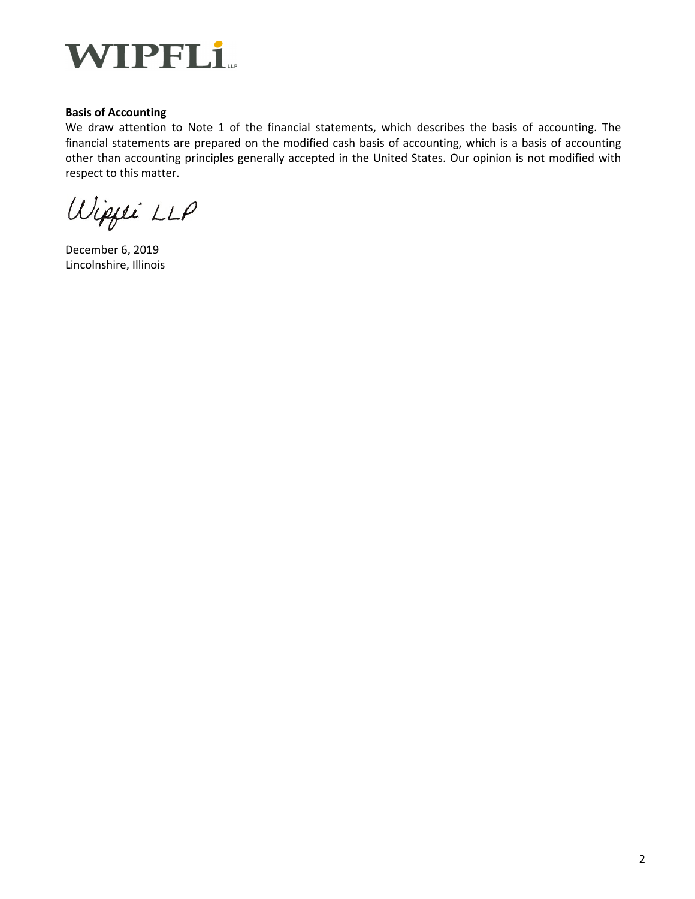WIPFLi LLP

**Basis of Accounting**

We draw attention to Note 1 of the financial statements, which describes the basis of accounting. The financial statements are prepared on the modified cash basis of accounting, which is a basis of accounting other than accounting principles generally accepted in the United States. Our opinion is not modified with respect to this matter.

Wipfli LLP

December 6, 2019
Lincolnshire, Illinois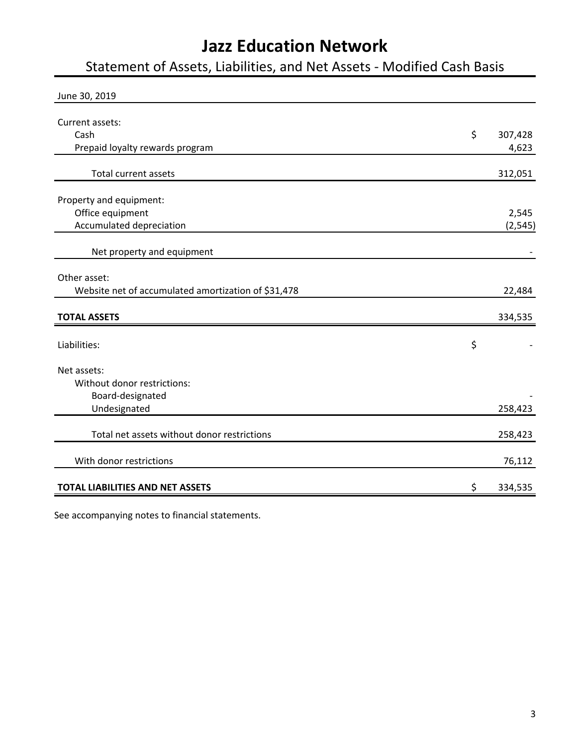# Jazz Education Network

## Statement of Assets, Liabilities, and Net Assets - Modified Cash Basis

June 30, 2019

| | | |
|---|---|---|
| Current assets: | | |
| Cash | $ | 307,428 |
| Prepaid loyalty rewards program | | 4,623 |
| Total current assets | | 312,051 |
| Property and equipment: | | |
| Office equipment | | 2,545 |
| Accumulated depreciation | | (2,545) |
| Net property and equipment | | - |
| Other asset: | | |
| Website net of accumulated amortization of $31,478 | | 22,484 |
| **TOTAL ASSETS** | | 334,535 |
| Liabilities: | $ | - |
| Net assets: | | |
| Without donor restrictions: | | |
| Board-designated | | - |
| Undesignated | | 258,423 |
| Total net assets without donor restrictions | | 258,423 |
| With donor restrictions | | 76,112 |
| **TOTAL LIABILITIES AND NET ASSETS** | $ | 334,535 |

See accompanying notes to financial statements.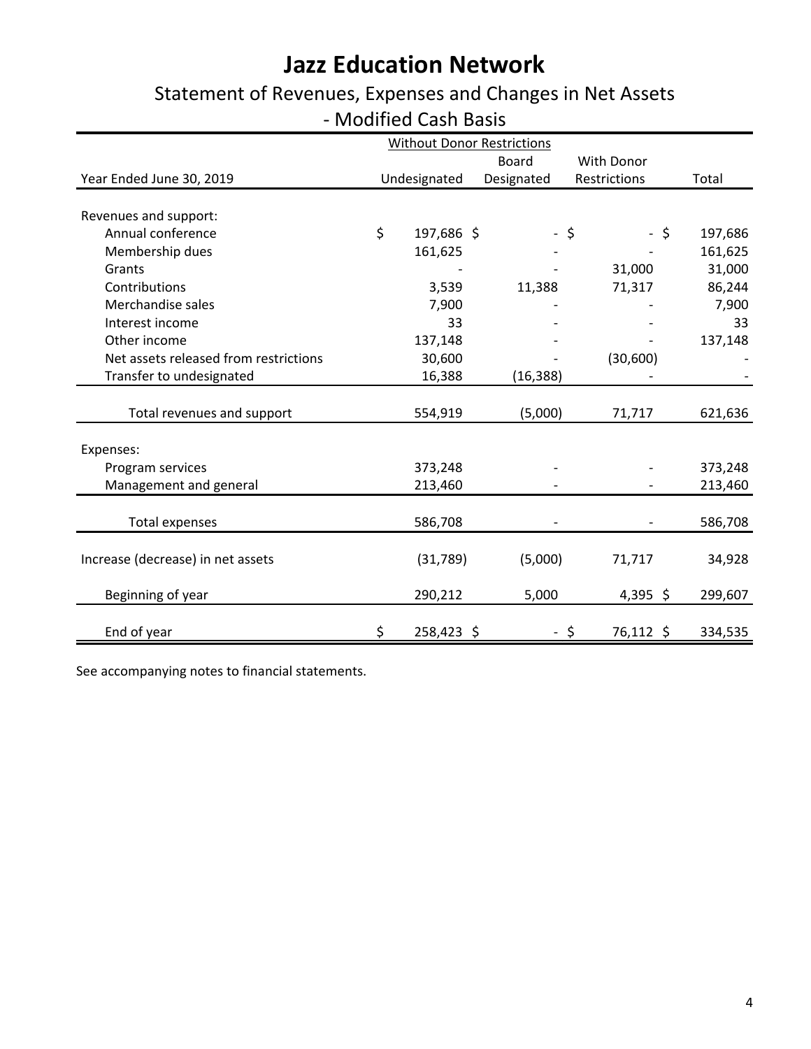# Jazz Education Network

## Statement of Revenues, Expenses and Changes in Net Assets - Modified Cash Basis

| | Without Donor Restrictions | | | |
|---|---|---|---|---|
| Year Ended June 30, 2019 | Undesignated | Board Designated | With Donor Restrictions | Total |
| Revenues and support: | | | | |
| Annual conference | $ 197,686 | $ - | $ - | $ 197,686 |
| Membership dues | 161,625 | - | - | 161,625 |
| Grants | - | - | 31,000 | 31,000 |
| Contributions | 3,539 | 11,388 | 71,317 | 86,244 |
| Merchandise sales | 7,900 | - | - | 7,900 |
| Interest income | 33 | - | - | 33 |
| Other income | 137,148 | - | - | 137,148 |
| Net assets released from restrictions | 30,600 | - | (30,600) | - |
| Transfer to undesignated | 16,388 | (16,388) | - | - |
| Total revenues and support | 554,919 | (5,000) | 71,717 | 621,636 |
| Expenses: | | | | |
| Program services | 373,248 | - | - | 373,248 |
| Management and general | 213,460 | - | - | 213,460 |
| Total expenses | 586,708 | - | - | 586,708 |
| Increase (decrease) in net assets | (31,789) | (5,000) | 71,717 | 34,928 |
| Beginning of year | 290,212 | 5,000 | 4,395 | $ 299,607 |
| End of year | $ 258,423 | $ - | $ 76,112 | $ 334,535 |

See accompanying notes to financial statements.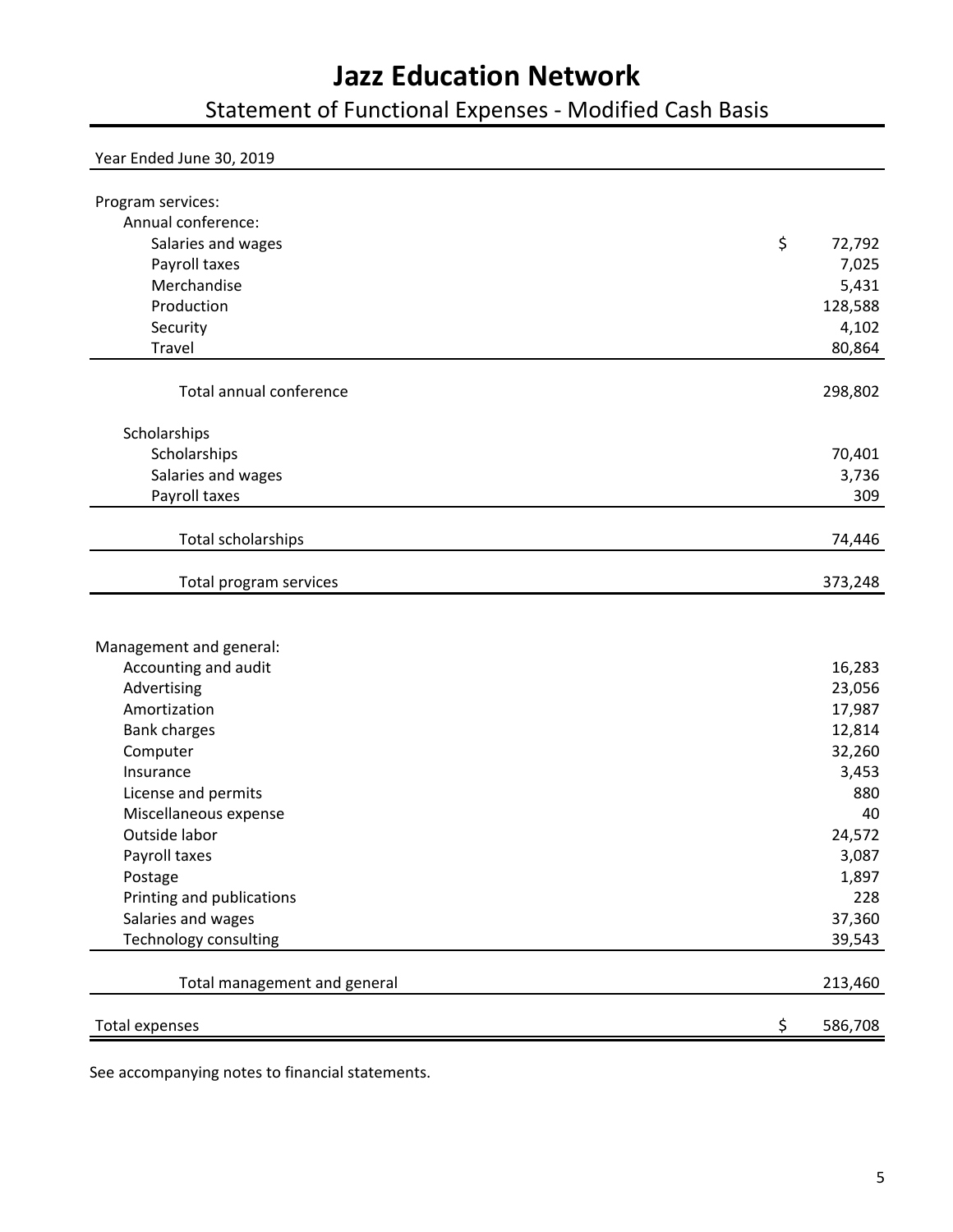# Jazz Education Network

## Statement of Functional Expenses - Modified Cash Basis

| Year Ended June 30, 2019 | |
|---|---|
| Program services: | |
| Annual conference: | |
| Salaries and wages | $ 72,792 |
| Payroll taxes | 7,025 |
| Merchandise | 5,431 |
| Production | 128,588 |
| Security | 4,102 |
| Travel | 80,864 |
| Total annual conference | 298,802 |
| Scholarships | |
| Scholarships | 70,401 |
| Salaries and wages | 3,736 |
| Payroll taxes | 309 |
| Total scholarships | 74,446 |
| Total program services | 373,248 |
| Management and general: | |
| Accounting and audit | 16,283 |
| Advertising | 23,056 |
| Amortization | 17,987 |
| Bank charges | 12,814 |
| Computer | 32,260 |
| Insurance | 3,453 |
| License and permits | 880 |
| Miscellaneous expense | 40 |
| Outside labor | 24,572 |
| Payroll taxes | 3,087 |
| Postage | 1,897 |
| Printing and publications | 228 |
| Salaries and wages | 37,360 |
| Technology consulting | 39,543 |
| Total management and general | 213,460 |
| Total expenses | $ 586,708 |

See accompanying notes to financial statements.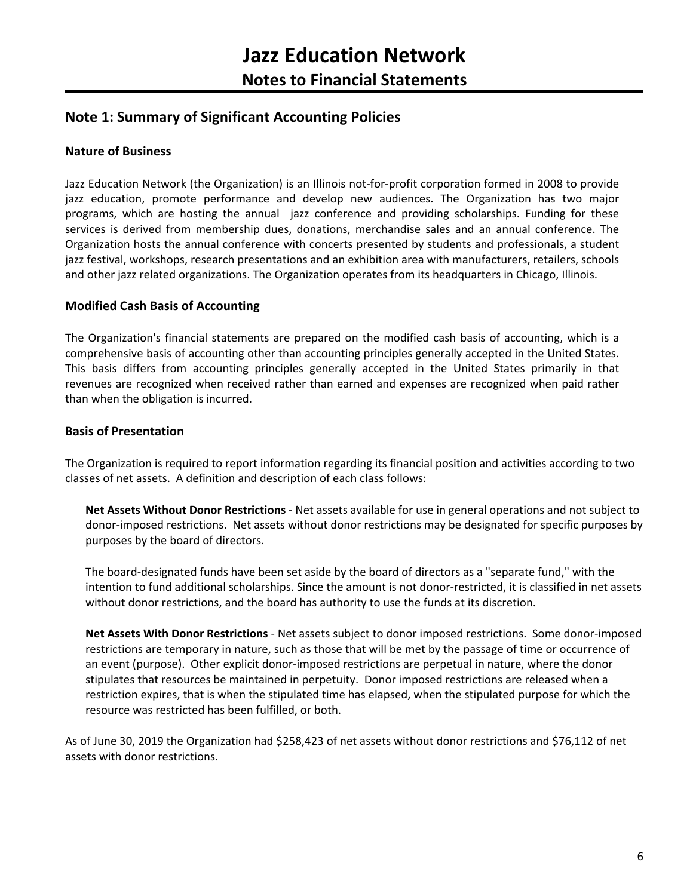# Jazz Education Network

## Notes to Financial Statements

## Note 1: Summary of Significant Accounting Policies

### Nature of Business

Jazz Education Network (the Organization) is an Illinois not-for-profit corporation formed in 2008 to provide jazz education, promote performance and develop new audiences. The Organization has two major programs, which are hosting the annual jazz conference and providing scholarships. Funding for these services is derived from membership dues, donations, merchandise sales and an annual conference. The Organization hosts the annual conference with concerts presented by students and professionals, a student jazz festival, workshops, research presentations and an exhibition area with manufacturers, retailers, schools and other jazz related organizations. The Organization operates from its headquarters in Chicago, Illinois.

### Modified Cash Basis of Accounting

The Organization's financial statements are prepared on the modified cash basis of accounting, which is a comprehensive basis of accounting other than accounting principles generally accepted in the United States. This basis differs from accounting principles generally accepted in the United States primarily in that revenues are recognized when received rather than earned and expenses are recognized when paid rather than when the obligation is incurred.

### Basis of Presentation

The Organization is required to report information regarding its financial position and activities according to two classes of net assets. A definition and description of each class follows:

**Net Assets Without Donor Restrictions** - Net assets available for use in general operations and not subject to donor-imposed restrictions. Net assets without donor restrictions may be designated for specific purposes by purposes by the board of directors.

The board-designated funds have been set aside by the board of directors as a "separate fund," with the intention to fund additional scholarships. Since the amount is not donor-restricted, it is classified in net assets without donor restrictions, and the board has authority to use the funds at its discretion.

**Net Assets With Donor Restrictions** - Net assets subject to donor imposed restrictions. Some donor-imposed restrictions are temporary in nature, such as those that will be met by the passage of time or occurrence of an event (purpose). Other explicit donor-imposed restrictions are perpetual in nature, where the donor stipulates that resources be maintained in perpetuity. Donor imposed restrictions are released when a restriction expires, that is when the stipulated time has elapsed, when the stipulated purpose for which the resource was restricted has been fulfilled, or both.

As of June 30, 2019 the Organization had $258,423 of net assets without donor restrictions and $76,112 of net assets with donor restrictions.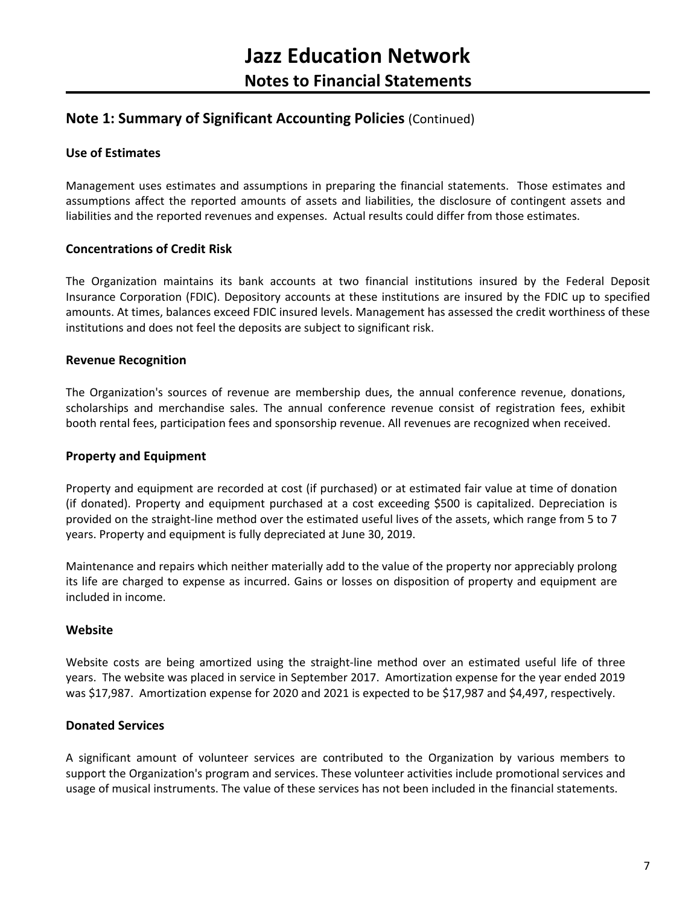# Jazz Education Network

## Notes to Financial Statements

### Note 1: Summary of Significant Accounting Policies (Continued)

#### Use of Estimates

Management uses estimates and assumptions in preparing the financial statements. Those estimates and assumptions affect the reported amounts of assets and liabilities, the disclosure of contingent assets and liabilities and the reported revenues and expenses. Actual results could differ from those estimates.

#### Concentrations of Credit Risk

The Organization maintains its bank accounts at two financial institutions insured by the Federal Deposit Insurance Corporation (FDIC). Depository accounts at these institutions are insured by the FDIC up to specified amounts. At times, balances exceed FDIC insured levels. Management has assessed the credit worthiness of these institutions and does not feel the deposits are subject to significant risk.

#### Revenue Recognition

The Organization's sources of revenue are membership dues, the annual conference revenue, donations, scholarships and merchandise sales. The annual conference revenue consist of registration fees, exhibit booth rental fees, participation fees and sponsorship revenue. All revenues are recognized when received.

#### Property and Equipment

Property and equipment are recorded at cost (if purchased) or at estimated fair value at time of donation (if donated). Property and equipment purchased at a cost exceeding $500 is capitalized. Depreciation is provided on the straight-line method over the estimated useful lives of the assets, which range from 5 to 7 years. Property and equipment is fully depreciated at June 30, 2019.

Maintenance and repairs which neither materially add to the value of the property nor appreciably prolong its life are charged to expense as incurred. Gains or losses on disposition of property and equipment are included in income.

#### Website

Website costs are being amortized using the straight-line method over an estimated useful life of three years. The website was placed in service in September 2017. Amortization expense for the year ended 2019 was $17,987. Amortization expense for 2020 and 2021 is expected to be $17,987 and $4,497, respectively.

#### Donated Services

A significant amount of volunteer services are contributed to the Organization by various members to support the Organization's program and services. These volunteer activities include promotional services and usage of musical instruments. The value of these services has not been included in the financial statements.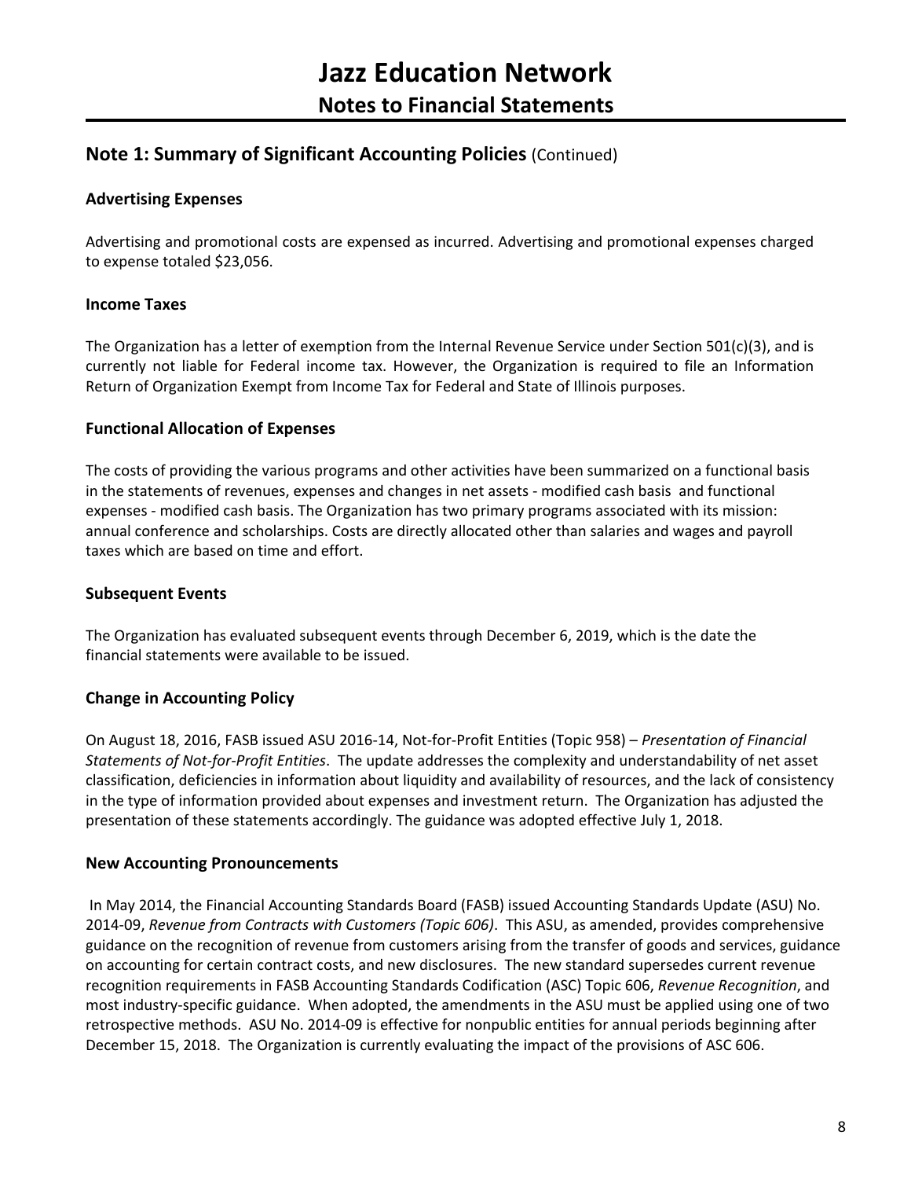# Jazz Education Network

## Notes to Financial Statements

## Note 1: Summary of Significant Accounting Policies (Continued)

### Advertising Expenses

Advertising and promotional costs are expensed as incurred. Advertising and promotional expenses charged to expense totaled $23,056.

### Income Taxes

The Organization has a letter of exemption from the Internal Revenue Service under Section 501(c)(3), and is currently not liable for Federal income tax. However, the Organization is required to file an Information Return of Organization Exempt from Income Tax for Federal and State of Illinois purposes.

### Functional Allocation of Expenses

The costs of providing the various programs and other activities have been summarized on a functional basis in the statements of revenues, expenses and changes in net assets - modified cash basis and functional expenses - modified cash basis. The Organization has two primary programs associated with its mission: annual conference and scholarships. Costs are directly allocated other than salaries and wages and payroll taxes which are based on time and effort.

### Subsequent Events

The Organization has evaluated subsequent events through December 6, 2019, which is the date the financial statements were available to be issued.

### Change in Accounting Policy

On August 18, 2016, FASB issued ASU 2016-14, Not-for-Profit Entities (Topic 958) – *Presentation of Financial Statements of Not-for-Profit Entities*. The update addresses the complexity and understandability of net asset classification, deficiencies in information about liquidity and availability of resources, and the lack of consistency in the type of information provided about expenses and investment return. The Organization has adjusted the presentation of these statements accordingly. The guidance was adopted effective July 1, 2018.

### New Accounting Pronouncements

In May 2014, the Financial Accounting Standards Board (FASB) issued Accounting Standards Update (ASU) No. 2014-09, *Revenue from Contracts with Customers (Topic 606)*. This ASU, as amended, provides comprehensive guidance on the recognition of revenue from customers arising from the transfer of goods and services, guidance on accounting for certain contract costs, and new disclosures. The new standard supersedes current revenue recognition requirements in FASB Accounting Standards Codification (ASC) Topic 606, *Revenue Recognition*, and most industry-specific guidance. When adopted, the amendments in the ASU must be applied using one of two retrospective methods. ASU No. 2014-09 is effective for nonpublic entities for annual periods beginning after December 15, 2018. The Organization is currently evaluating the impact of the provisions of ASC 606.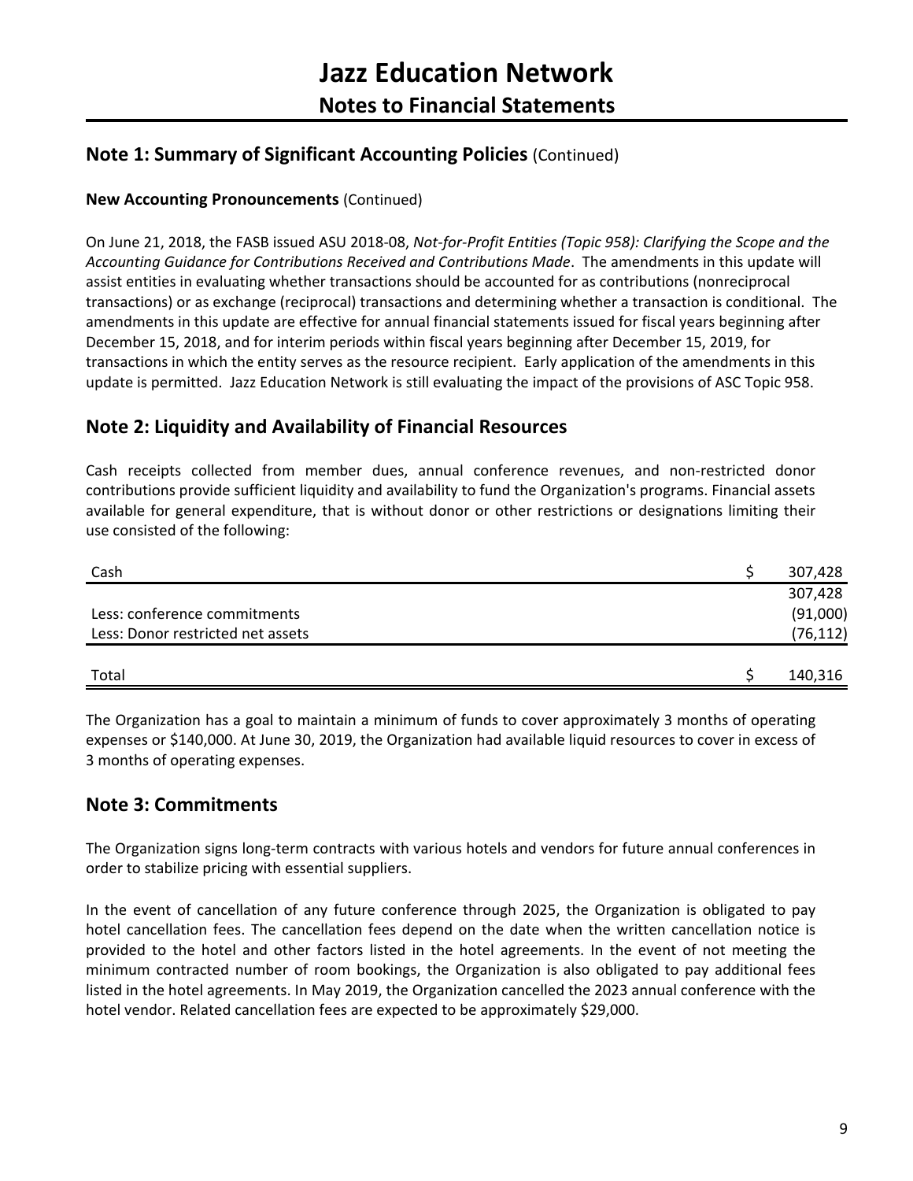# Jazz Education Network

## Notes to Financial Statements

## Note 1: Summary of Significant Accounting Policies (Continued)

**New Accounting Pronouncements** (Continued)

On June 21, 2018, the FASB issued ASU 2018-08, *Not-for-Profit Entities (Topic 958): Clarifying the Scope and the Accounting Guidance for Contributions Received and Contributions Made*. The amendments in this update will assist entities in evaluating whether transactions should be accounted for as contributions (nonreciprocal transactions) or as exchange (reciprocal) transactions and determining whether a transaction is conditional. The amendments in this update are effective for annual financial statements issued for fiscal years beginning after December 15, 2018, and for interim periods within fiscal years beginning after December 15, 2019, for transactions in which the entity serves as the resource recipient. Early application of the amendments in this update is permitted. Jazz Education Network is still evaluating the impact of the provisions of ASC Topic 958.

## Note 2: Liquidity and Availability of Financial Resources

Cash receipts collected from member dues, annual conference revenues, and non-restricted donor contributions provide sufficient liquidity and availability to fund the Organization's programs. Financial assets available for general expenditure, that is without donor or other restrictions or designations limiting their use consisted of the following:

| | | |
|---|---|---|
| Cash | $ | 307,428 |
| | | 307,428 |
| Less: conference commitments | | (91,000) |
| Less: Donor restricted net assets | | (76,112) |
| Total | $ | 140,316 |

The Organization has a goal to maintain a minimum of funds to cover approximately 3 months of operating expenses or $140,000. At June 30, 2019, the Organization had available liquid resources to cover in excess of 3 months of operating expenses.

## Note 3: Commitments

The Organization signs long-term contracts with various hotels and vendors for future annual conferences in order to stabilize pricing with essential suppliers.

In the event of cancellation of any future conference through 2025, the Organization is obligated to pay hotel cancellation fees. The cancellation fees depend on the date when the written cancellation notice is provided to the hotel and other factors listed in the hotel agreements. In the event of not meeting the minimum contracted number of room bookings, the Organization is also obligated to pay additional fees listed in the hotel agreements. In May 2019, the Organization cancelled the 2023 annual conference with the hotel vendor. Related cancellation fees are expected to be approximately $29,000.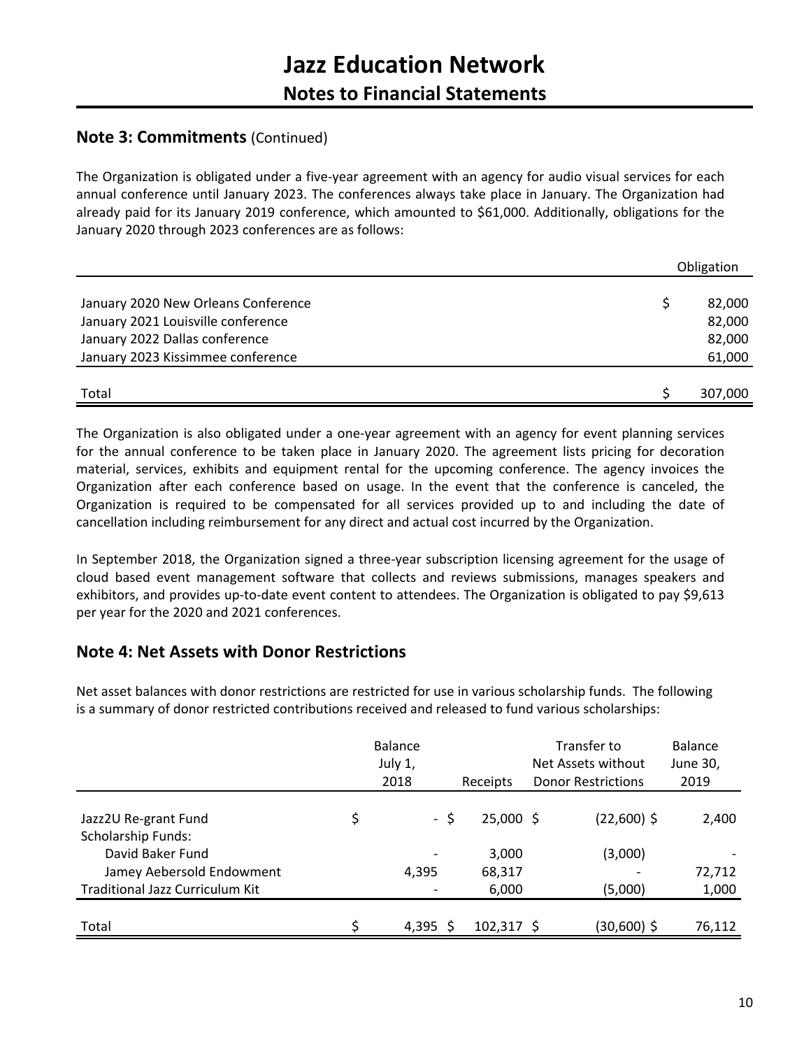# Jazz Education Network

## Notes to Financial Statements

### Note 3: Commitments (Continued)

The Organization is obligated under a five-year agreement with an agency for audio visual services for each annual conference until January 2023. The conferences always take place in January. The Organization had already paid for its January 2019 conference, which amounted to $61,000. Additionally, obligations for the January 2020 through 2023 conferences are as follows:

| | Obligation |
|---|---|
| January 2020 New Orleans Conference | $ 82,000 |
| January 2021 Louisville conference | 82,000 |
| January 2022 Dallas conference | 82,000 |
| January 2023 Kissimmee conference | 61,000 |
| Total | $ 307,000 |

The Organization is also obligated under a one-year agreement with an agency for event planning services for the annual conference to be taken place in January 2020. The agreement lists pricing for decoration material, services, exhibits and equipment rental for the upcoming conference. The agency invoices the Organization after each conference based on usage. In the event that the conference is canceled, the Organization is required to be compensated for all services provided up to and including the date of cancellation including reimbursement for any direct and actual cost incurred by the Organization.

In September 2018, the Organization signed a three-year subscription licensing agreement for the usage of cloud based event management software that collects and reviews submissions, manages speakers and exhibitors, and provides up-to-date event content to attendees. The Organization is obligated to pay $9,613 per year for the 2020 and 2021 conferences.

### Note 4: Net Assets with Donor Restrictions

Net asset balances with donor restrictions are restricted for use in various scholarship funds. The following is a summary of donor restricted contributions received and released to fund various scholarships:

| | Balance July 1, 2018 | Receipts | Transfer to Net Assets without Donor Restrictions | Balance June 30, 2019 |
|---|---|---|---|---|
| Jazz2U Re-grant Fund | $ - | $ 25,000 | $ (22,600) | $ 2,400 |
| Scholarship Funds: | | | | |
| David Baker Fund | - | 3,000 | (3,000) | - |
| Jamey Aebersold Endowment | 4,395 | 68,317 | - | 72,712 |
| Traditional Jazz Curriculum Kit | - | 6,000 | (5,000) | 1,000 |
| Total | $ 4,395 | $ 102,317 | $ (30,600) | $ 76,112 |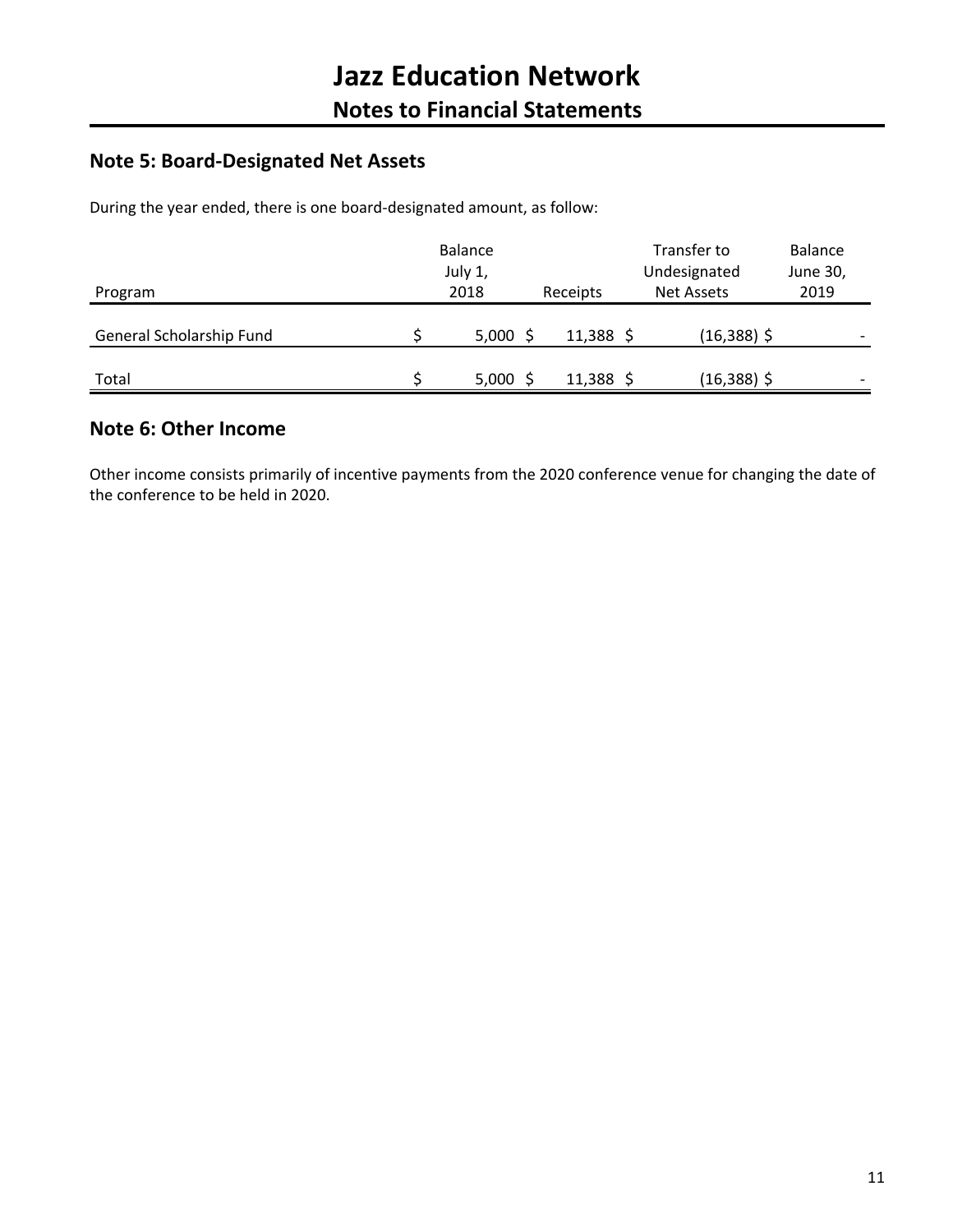# Jazz Education Network

## Notes to Financial Statements

### Note 5: Board-Designated Net Assets

During the year ended, there is one board-designated amount, as follow:

| Program | Balance July 1, 2018 | Receipts | Transfer to Undesignated Net Assets | Balance June 30, 2019 |
|---|---|---|---|---|
| General Scholarship Fund | $ 5,000 | $ 11,388 | $ (16,388) | $ - |
| Total | $ 5,000 | $ 11,388 | $ (16,388) | $ - |

### Note 6: Other Income

Other income consists primarily of incentive payments from the 2020 conference venue for changing the date of the conference to be held in 2020.